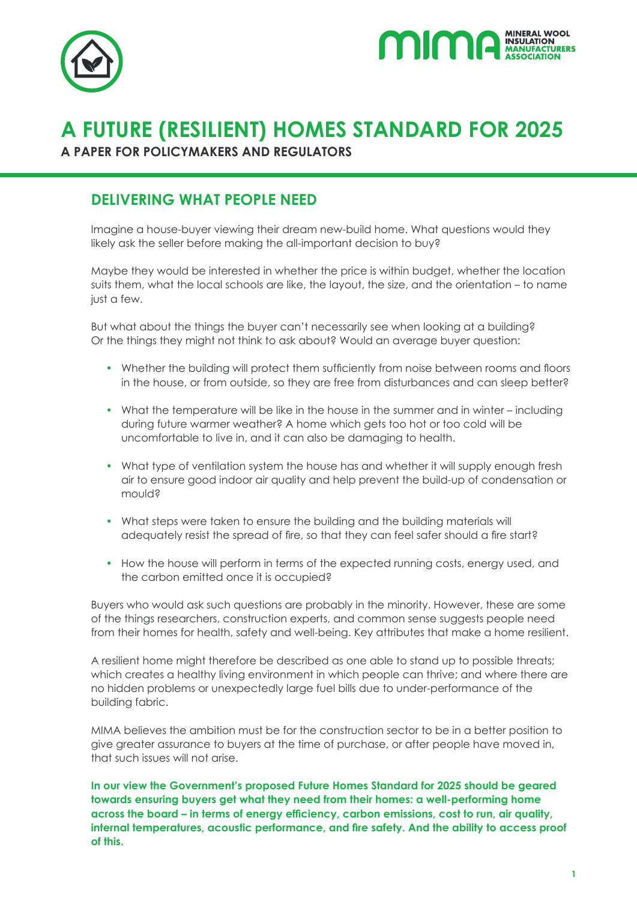# A FUTURE (RESILIENT) HOMES STANDARD FOR 2025

**A PAPER FOR POLICYMAKERS AND REGULATORS**

## DELIVERING WHAT PEOPLE NEED

Imagine a house-buyer viewing their dream new-build home. What questions would they likely ask the seller before making the all-important decision to buy?

Maybe they would be interested in whether the price is within budget, whether the location suits them, what the local schools are like, the layout, the size, and the orientation – to name just a few.

But what about the things the buyer can't necessarily see when looking at a building? Or the things they might not think to ask about? Would an average buyer question:

- Whether the building will protect them sufficiently from noise between rooms and floors in the house, or from outside, so they are free from disturbances and can sleep better?
- What the temperature will be like in the house in the summer and in winter – including during future warmer weather? A home which gets too hot or too cold will be uncomfortable to live in, and it can also be damaging to health.
- What type of ventilation system the house has and whether it will supply enough fresh air to ensure good indoor air quality and help prevent the build-up of condensation or mould?
- What steps were taken to ensure the building and the building materials will adequately resist the spread of fire, so that they can feel safer should a fire start?
- How the house will perform in terms of the expected running costs, energy used, and the carbon emitted once it is occupied?

Buyers who would ask such questions are probably in the minority. However, these are some of the things researchers, construction experts, and common sense suggests people need from their homes for health, safety and well-being. Key attributes that make a home resilient.

A resilient home might therefore be described as one able to stand up to possible threats; which creates a healthy living environment in which people can thrive; and where there are no hidden problems or unexpectedly large fuel bills due to under-performance of the building fabric.

MIMA believes the ambition must be for the construction sector to be in a better position to give greater assurance to buyers at the time of purchase, or after people have moved in, that such issues will not arise.

**In our view the Government's proposed Future Homes Standard for 2025 should be geared towards ensuring buyers get what they need from their homes: a well-performing home across the board – in terms of energy efficiency, carbon emissions, cost to run, air quality, internal temperatures, acoustic performance, and fire safety. And the ability to access proof of this.**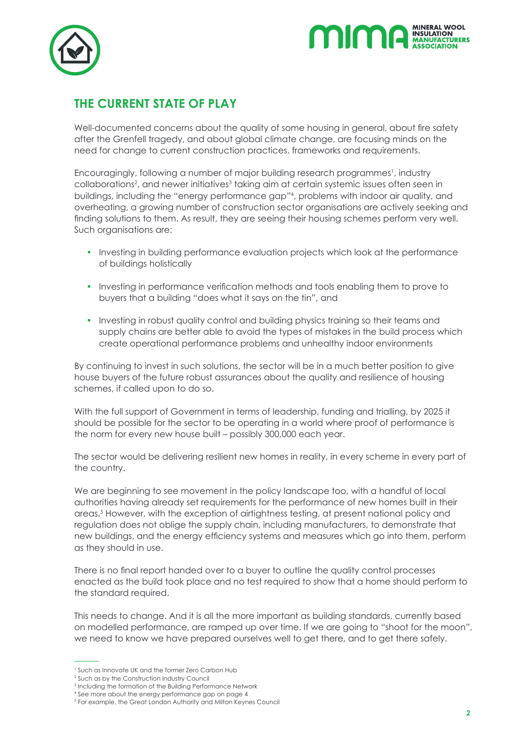## THE CURRENT STATE OF PLAY

Well-documented concerns about the quality of some housing in general, about fire safety after the Grenfell tragedy, and about global climate change, are focusing minds on the need for change to current construction practices, frameworks and requirements.

Encouragingly, following a number of major building research programmes[1], industry collaborations[2], and newer initiatives[3] taking aim at certain systemic issues often seen in buildings, including the "energy performance gap"[4], problems with indoor air quality, and overheating, a growing number of construction sector organisations are actively seeking and finding solutions to them. As result, they are seeing their housing schemes perform very well. Such organisations are:

- Investing in building performance evaluation projects which look at the performance of buildings holistically
- Investing in performance verification methods and tools enabling them to prove to buyers that a building "does what it says on the tin", and
- Investing in robust quality control and building physics training so their teams and supply chains are better able to avoid the types of mistakes in the build process which create operational performance problems and unhealthy indoor environments

By continuing to invest in such solutions, the sector will be in a much better position to give house buyers of the future robust assurances about the quality and resilience of housing schemes, if called upon to do so.

With the full support of Government in terms of leadership, funding and trialling, by 2025 it should be possible for the sector to be operating in a world where proof of performance is the norm for every new house built – possibly 300,000 each year.

The sector would be delivering resilient new homes in reality, in every scheme in every part of the country.

We are beginning to see movement in the policy landscape too, with a handful of local authorities having already set requirements for the performance of new homes built in their areas.[5] However, with the exception of airtightness testing, at present national policy and regulation does not oblige the supply chain, including manufacturers, to demonstrate that new buildings, and the energy efficiency systems and measures which go into them, perform as they should in use.

There is no final report handed over to a buyer to outline the quality control processes enacted as the build took place and no test required to show that a home should perform to the standard required.

This needs to change. And it is all the more important as building standards, currently based on modelled performance, are ramped up over time. If we are going to "shoot for the moon", we need to know we have prepared ourselves well to get there, and to get there safely.

---

[1] Such as Innovate UK and the former Zero Carbon Hub
[2] Such as by the Construction Industry Council
[3] Including the formation of the Building Performance Network
[4] See more about the energy performance gap on page 4
[5] For example, the Great London Authority and Milton Keynes Council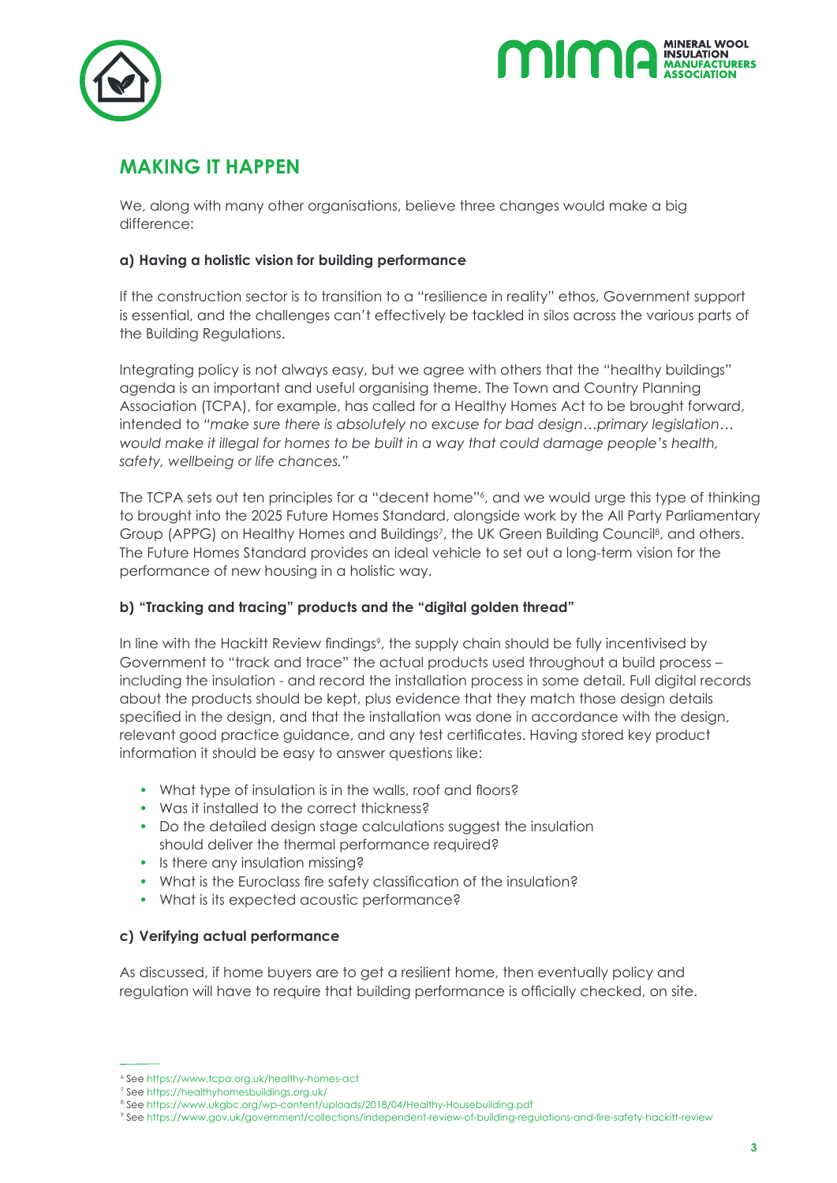## MAKING IT HAPPEN

We, along with many other organisations, believe three changes would make a big difference:

### a) Having a holistic vision for building performance

If the construction sector is to transition to a "resilience in reality" ethos, Government support is essential, and the challenges can't effectively be tackled in silos across the various parts of the Building Regulations.

Integrating policy is not always easy, but we agree with others that the "healthy buildings" agenda is an important and useful organising theme. The Town and Country Planning Association (TCPA), for example, has called for a Healthy Homes Act to be brought forward, intended to *"make sure there is absolutely no excuse for bad design…primary legislation… would make it illegal for homes to be built in a way that could damage people's health, safety, wellbeing or life chances."*

The TCPA sets out ten principles for a "decent home"[6], and we would urge this type of thinking to brought into the 2025 Future Homes Standard, alongside work by the All Party Parliamentary Group (APPG) on Healthy Homes and Buildings[7], the UK Green Building Council[8], and others. The Future Homes Standard provides an ideal vehicle to set out a long-term vision for the performance of new housing in a holistic way.

### b) "Tracking and tracing" products and the "digital golden thread"

In line with the Hackitt Review findings[9], the supply chain should be fully incentivised by Government to "track and trace" the actual products used throughout a build process – including the insulation - and record the installation process in some detail. Full digital records about the products should be kept, plus evidence that they match those design details specified in the design, and that the installation was done in accordance with the design, relevant good practice guidance, and any test certificates. Having stored key product information it should be easy to answer questions like:

- What type of insulation is in the walls, roof and floors?
- Was it installed to the correct thickness?
- Do the detailed design stage calculations suggest the insulation should deliver the thermal performance required?
- Is there any insulation missing?
- What is the Euroclass fire safety classification of the insulation?
- What is its expected acoustic performance?

### c) Verifying actual performance

As discussed, if home buyers are to get a resilient home, then eventually policy and regulation will have to require that building performance is officially checked, on site.

---

[6] See https://www.tcpa.org.uk/healthy-homes-act
[7] See https://healthyhomesbuildings.org.uk/
[8] See https://www.ukgbc.org/wp-content/uploads/2018/04/Healthy-Housebuilding.pdf
[9] See https://www.gov.uk/government/collections/independent-review-of-building-regulations-and-fire-safety-hackitt-review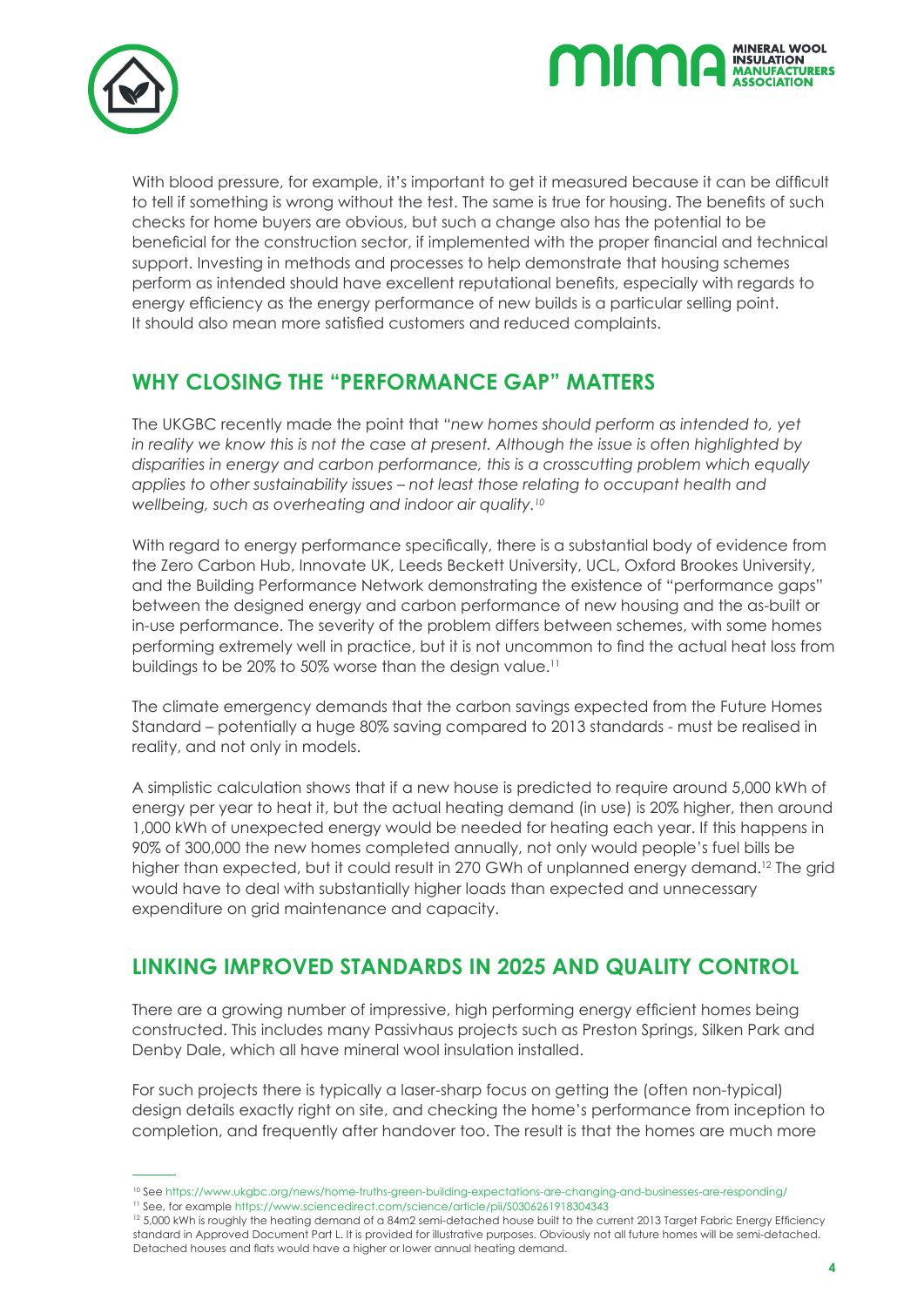With blood pressure, for example, it's important to get it measured because it can be difficult to tell if something is wrong without the test. The same is true for housing. The benefits of such checks for home buyers are obvious, but such a change also has the potential to be beneficial for the construction sector, if implemented with the proper financial and technical support. Investing in methods and processes to help demonstrate that housing schemes perform as intended should have excellent reputational benefits, especially with regards to energy efficiency as the energy performance of new builds is a particular selling point. It should also mean more satisfied customers and reduced complaints.

## WHY CLOSING THE "PERFORMANCE GAP" MATTERS

The UKGBC recently made the point that *"new homes should perform as intended to, yet in reality we know this is not the case at present. Although the issue is often highlighted by disparities in energy and carbon performance, this is a crosscutting problem which equally applies to other sustainability issues – not least those relating to occupant health and wellbeing, such as overheating and indoor air quality.*[10]

With regard to energy performance specifically, there is a substantial body of evidence from the Zero Carbon Hub, Innovate UK, Leeds Beckett University, UCL, Oxford Brookes University, and the Building Performance Network demonstrating the existence of "performance gaps" between the designed energy and carbon performance of new housing and the as-built or in-use performance. The severity of the problem differs between schemes, with some homes performing extremely well in practice, but it is not uncommon to find the actual heat loss from buildings to be 20% to 50% worse than the design value.[11]

The climate emergency demands that the carbon savings expected from the Future Homes Standard – potentially a huge 80% saving compared to 2013 standards - must be realised in reality, and not only in models.

A simplistic calculation shows that if a new house is predicted to require around 5,000 kWh of energy per year to heat it, but the actual heating demand (in use) is 20% higher, then around 1,000 kWh of unexpected energy would be needed for heating each year. If this happens in 90% of 300,000 the new homes completed annually, not only would people's fuel bills be higher than expected, but it could result in 270 GWh of unplanned energy demand.[12] The grid would have to deal with substantially higher loads than expected and unnecessary expenditure on grid maintenance and capacity.

## LINKING IMPROVED STANDARDS IN 2025 AND QUALITY CONTROL

There are a growing number of impressive, high performing energy efficient homes being constructed. This includes many Passivhaus projects such as Preston Springs, Silken Park and Denby Dale, which all have mineral wool insulation installed.

For such projects there is typically a laser-sharp focus on getting the (often non-typical) design details exactly right on site, and checking the home's performance from inception to completion, and frequently after handover too. The result is that the homes are much more

---

[10] See https://www.ukgbc.org/news/home-truths-green-building-expectations-are-changing-and-businesses-are-responding/

[11] See, for example https://www.sciencedirect.com/science/article/pii/S0306261918304343

[12] 5,000 kWh is roughly the heating demand of a 84m2 semi-detached house built to the current 2013 Target Fabric Energy Efficiency standard in Approved Document Part L. It is provided for illustrative purposes. Obviously not all future homes will be semi-detached. Detached houses and flats would have a higher or lower annual heating demand.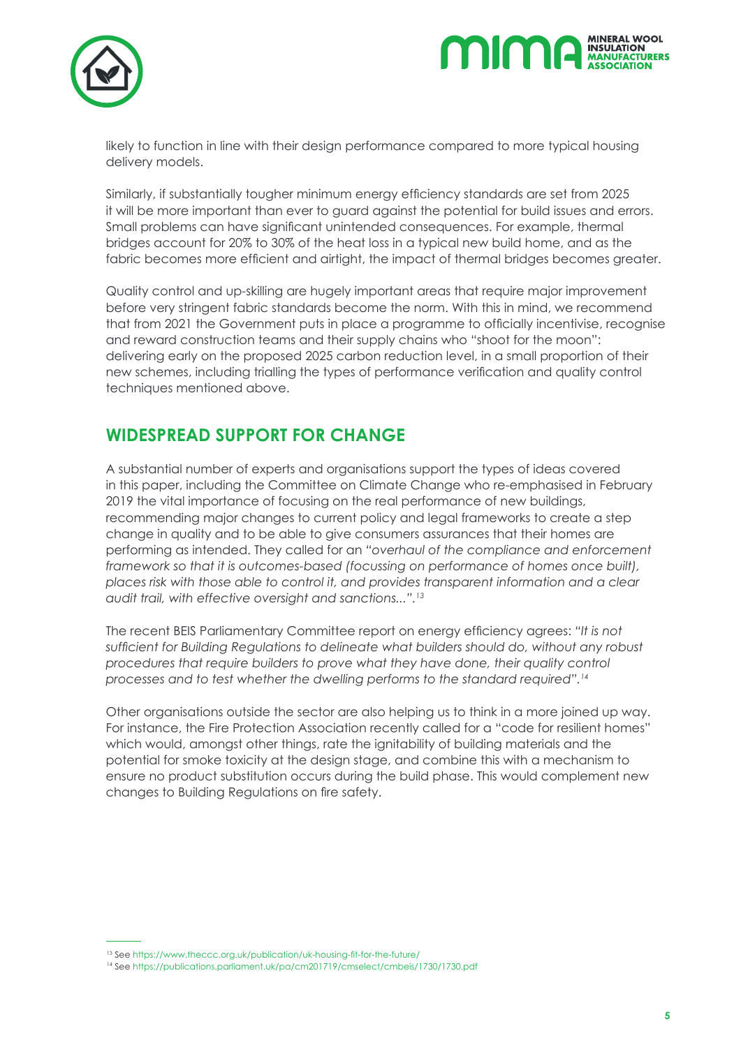likely to function in line with their design performance compared to more typical housing delivery models.

Similarly, if substantially tougher minimum energy efficiency standards are set from 2025 it will be more important than ever to guard against the potential for build issues and errors. Small problems can have significant unintended consequences. For example, thermal bridges account for 20% to 30% of the heat loss in a typical new build home, and as the fabric becomes more efficient and airtight, the impact of thermal bridges becomes greater.

Quality control and up-skilling are hugely important areas that require major improvement before very stringent fabric standards become the norm. With this in mind, we recommend that from 2021 the Government puts in place a programme to officially incentivise, recognise and reward construction teams and their supply chains who "shoot for the moon": delivering early on the proposed 2025 carbon reduction level, in a small proportion of their new schemes, including trialling the types of performance verification and quality control techniques mentioned above.

## WIDESPREAD SUPPORT FOR CHANGE

A substantial number of experts and organisations support the types of ideas covered in this paper, including the Committee on Climate Change who re-emphasised in February 2019 the vital importance of focusing on the real performance of new buildings, recommending major changes to current policy and legal frameworks to create a step change in quality and to be able to give consumers assurances that their homes are performing as intended. They called for an *"overhaul of the compliance and enforcement framework so that it is outcomes-based (focussing on performance of homes once built), places risk with those able to control it, and provides transparent information and a clear audit trail, with effective oversight and sanctions..."*.[13]

The recent BEIS Parliamentary Committee report on energy efficiency agrees: *"It is not sufficient for Building Regulations to delineate what builders should do, without any robust procedures that require builders to prove what they have done, their quality control processes and to test whether the dwelling performs to the standard required"*.[14]

Other organisations outside the sector are also helping us to think in a more joined up way. For instance, the Fire Protection Association recently called for a "code for resilient homes" which would, amongst other things, rate the ignitability of building materials and the potential for smoke toxicity at the design stage, and combine this with a mechanism to ensure no product substitution occurs during the build phase. This would complement new changes to Building Regulations on fire safety.

---

[13] See https://www.theccc.org.uk/publication/uk-housing-fit-for-the-future/

[14] See https://publications.parliament.uk/pa/cm201719/cmselect/cmbeis/1730/1730.pdf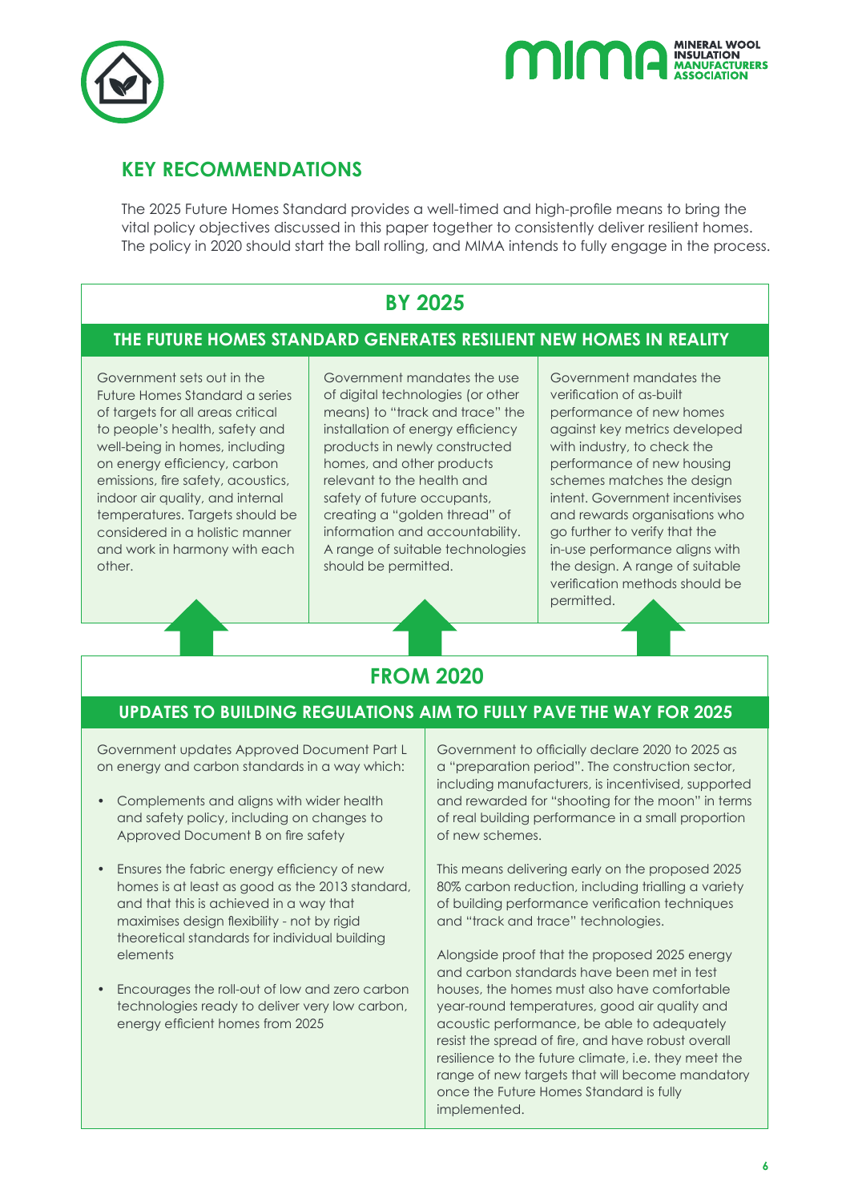## KEY RECOMMENDATIONS

The 2025 Future Homes Standard provides a well-timed and high-profile means to bring the vital policy objectives discussed in this paper together to consistently deliver resilient homes. The policy in 2020 should start the ball rolling, and MIMA intends to fully engage in the process.

### BY 2025

#### THE FUTURE HOMES STANDARD GENERATES RESILIENT NEW HOMES IN REALITY

Government sets out in the Future Homes Standard a series of targets for all areas critical to people's health, safety and well-being in homes, including on energy efficiency, carbon emissions, fire safety, acoustics, indoor air quality, and internal temperatures. Targets should be considered in a holistic manner and work in harmony with each other.

Government mandates the use of digital technologies (or other means) to "track and trace" the installation of energy efficiency products in newly constructed homes, and other products relevant to the health and safety of future occupants, creating a "golden thread" of information and accountability. A range of suitable technologies should be permitted.

Government mandates the verification of as-built performance of new homes against key metrics developed with industry, to check the performance of new housing schemes matches the design intent. Government incentivises and rewards organisations who go further to verify that the in-use performance aligns with the design. A range of suitable verification methods should be permitted.

### FROM 2020

#### UPDATES TO BUILDING REGULATIONS AIM TO FULLY PAVE THE WAY FOR 2025

Government updates Approved Document Part L on energy and carbon standards in a way which:

- Complements and aligns with wider health and safety policy, including on changes to Approved Document B on fire safety
- Ensures the fabric energy efficiency of new homes is at least as good as the 2013 standard, and that this is achieved in a way that maximises design flexibility - not by rigid theoretical standards for individual building elements
- Encourages the roll-out of low and zero carbon technologies ready to deliver very low carbon, energy efficient homes from 2025

Government to officially declare 2020 to 2025 as a "preparation period". The construction sector, including manufacturers, is incentivised, supported and rewarded for "shooting for the moon" in terms of real building performance in a small proportion of new schemes.

This means delivering early on the proposed 2025 80% carbon reduction, including trialling a variety of building performance verification techniques and "track and trace" technologies.

Alongside proof that the proposed 2025 energy and carbon standards have been met in test houses, the homes must also have comfortable year-round temperatures, good air quality and acoustic performance, be able to adequately resist the spread of fire, and have robust overall resilience to the future climate, i.e. they meet the range of new targets that will become mandatory once the Future Homes Standard is fully implemented.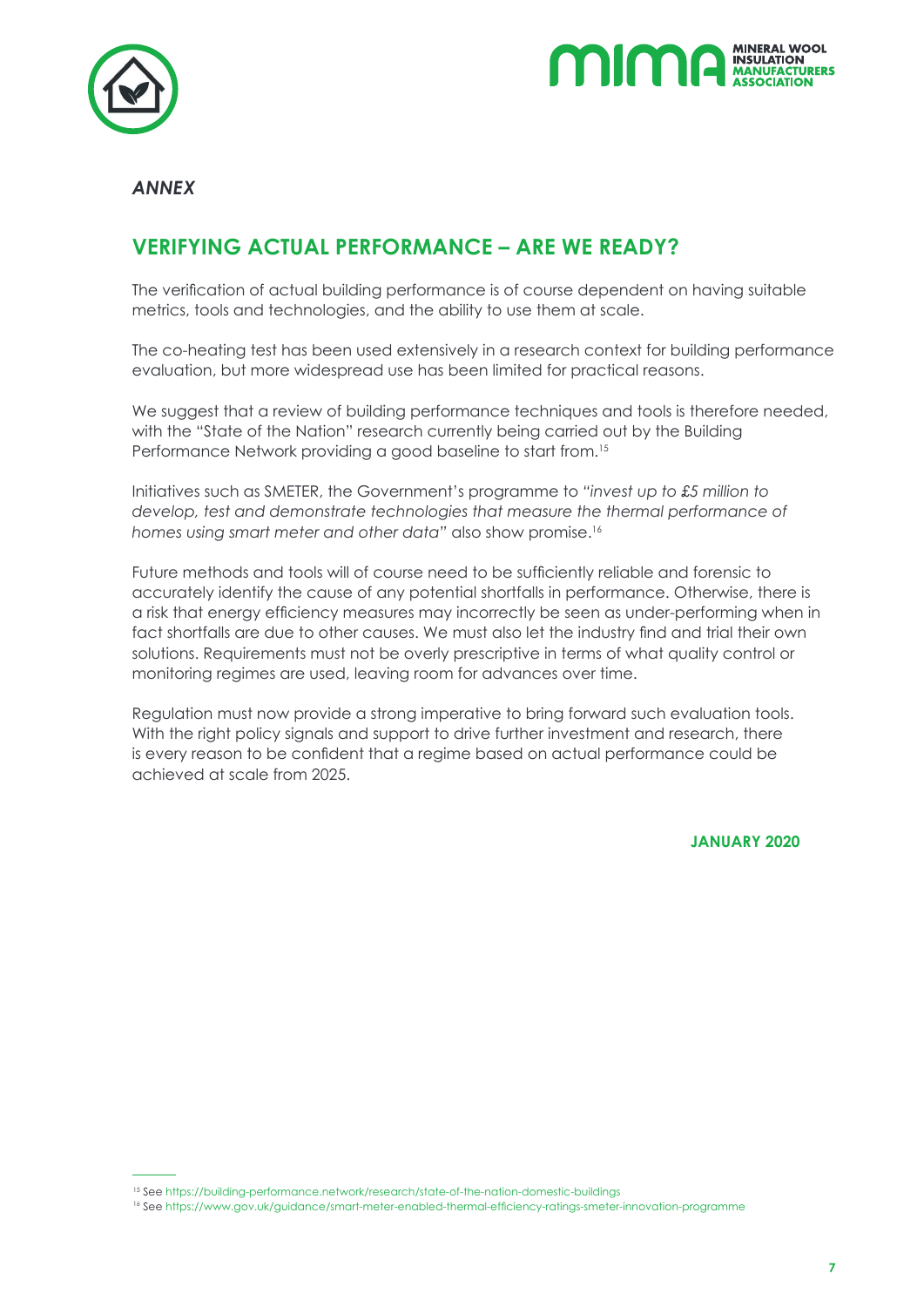*ANNEX*

## VERIFYING ACTUAL PERFORMANCE – ARE WE READY?

The verification of actual building performance is of course dependent on having suitable metrics, tools and technologies, and the ability to use them at scale.

The co-heating test has been used extensively in a research context for building performance evaluation, but more widespread use has been limited for practical reasons.

We suggest that a review of building performance techniques and tools is therefore needed, with the "State of the Nation" research currently being carried out by the Building Performance Network providing a good baseline to start from.[15]

Initiatives such as SMETER, the Government's programme to *"invest up to £5 million to develop, test and demonstrate technologies that measure the thermal performance of homes using smart meter and other data"* also show promise.[16]

Future methods and tools will of course need to be sufficiently reliable and forensic to accurately identify the cause of any potential shortfalls in performance. Otherwise, there is a risk that energy efficiency measures may incorrectly be seen as under-performing when in fact shortfalls are due to other causes. We must also let the industry find and trial their own solutions. Requirements must not be overly prescriptive in terms of what quality control or monitoring regimes are used, leaving room for advances over time.

Regulation must now provide a strong imperative to bring forward such evaluation tools. With the right policy signals and support to drive further investment and research, there is every reason to be confident that a regime based on actual performance could be achieved at scale from 2025.

**JANUARY 2020**

---

[15] See https://building-performance.network/research/state-of-the-nation-domestic-buildings

[16] See https://www.gov.uk/guidance/smart-meter-enabled-thermal-efficiency-ratings-smeter-innovation-programme